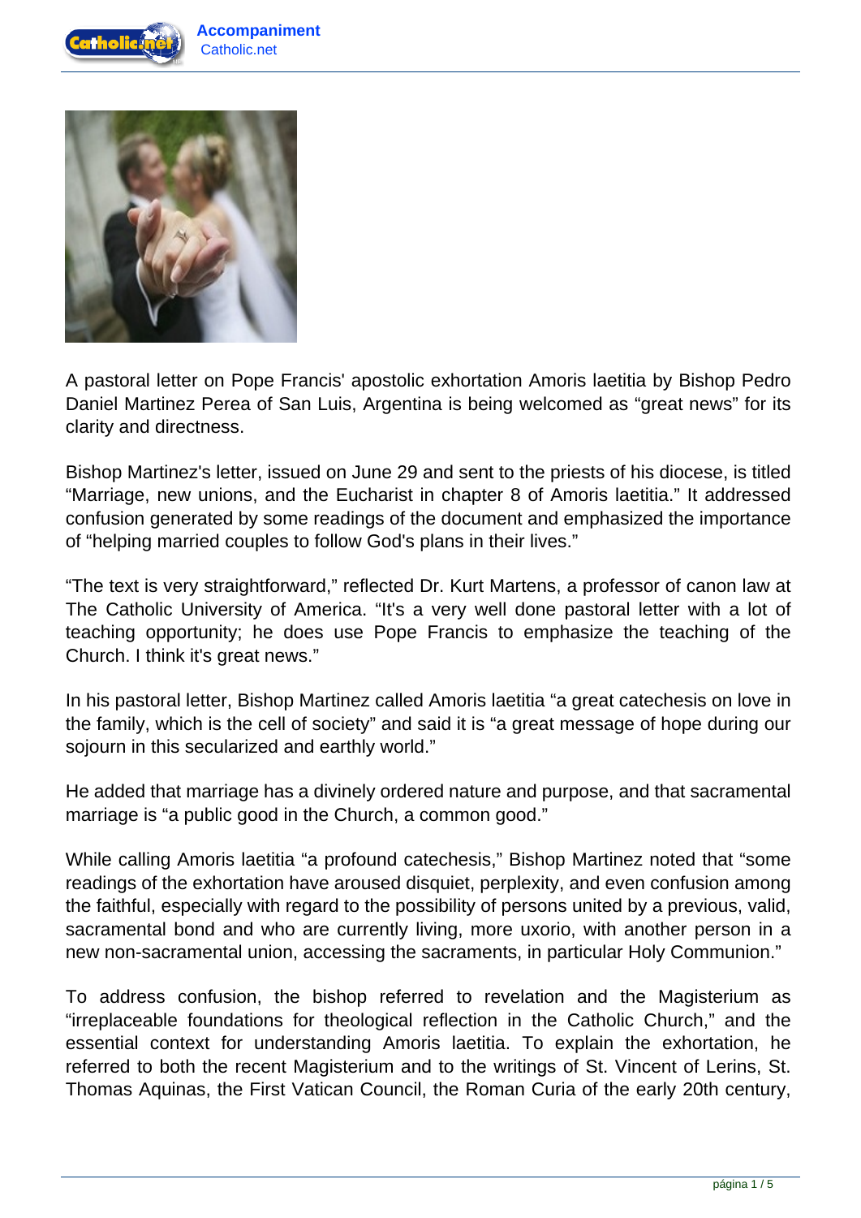A pastoral letter on Pope Francis' apostolic exhortation Amoris laetitia by Bishop Pedro Daniel Martinez Perea of San Luis, Argentina is being welcomed as “great news” for its clarity and directness.

Bishop Martinez's letter, issued on June 29 and sent to the priests of his diocese, is titled “Marriage, new unions, and the Eucharist in chapter 8 of Amoris laetitia.” It addressed confusion generated by some readings of the document and emphasized the importance of “helping married couples to follow God's plans in their lives.”

“The text is very straightforward,” reflected Dr. Kurt Martens, a professor of canon law at The Catholic University of America. “It's a very well done pastoral letter with a lot of teaching opportunity; he does use Pope Francis to emphasize the teaching of the Church. I think it's great news.”

In his pastoral letter, Bishop Martinez called Amoris laetitia “a great catechesis on love in the family, which is the cell of society” and said it is “a great message of hope during our sojourn in this secularized and earthly world.”

He added that marriage has a divinely ordered nature and purpose, and that sacramental marriage is “a public good in the Church, a common good.”

While calling Amoris laetitia “a profound catechesis,” Bishop Martinez noted that “some readings of the exhortation have aroused disquiet, perplexity, and even confusion among the faithful, especially with regard to the possibility of persons united by a previous, valid, sacramental bond and who are currently living, more uxorio, with another person in a new non-sacramental union, accessing the sacraments, in particular Holy Communion.”

To address confusion, the bishop referred to revelation and the Magisterium as “irreplaceable foundations for theological reflection in the Catholic Church,” and the essential context for understanding Amoris laetitia. To explain the exhortation, he referred to both the recent Magisterium and to the writings of St. Vincent of Lerins, St. Thomas Aquinas, the First Vatican Council, the Roman Curia of the early 20th century,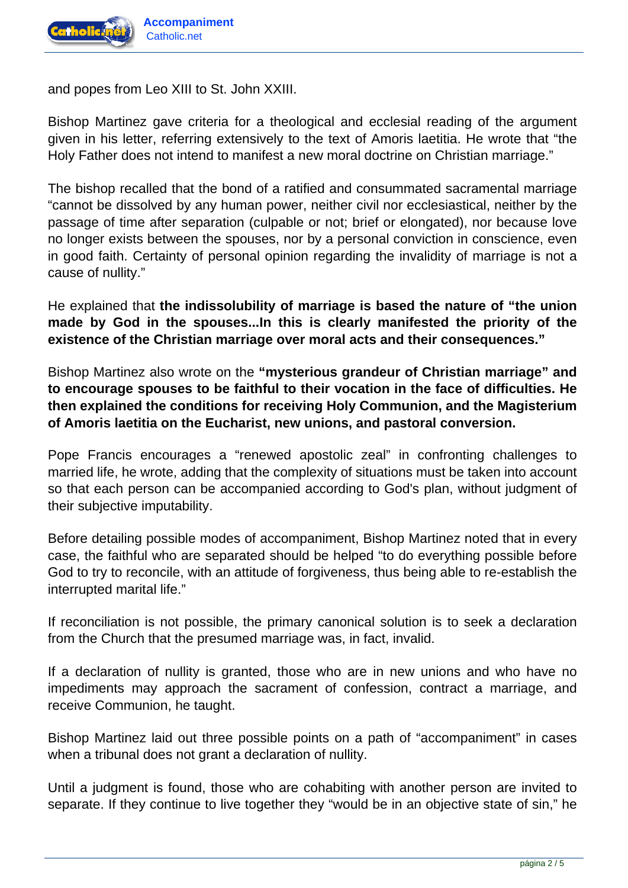and popes from Leo XIII to St. John XXIII.

Bishop Martinez gave criteria for a theological and ecclesial reading of the argument given in his letter, referring extensively to the text of Amoris laetitia. He wrote that "the Holy Father does not intend to manifest a new moral doctrine on Christian marriage."

The bishop recalled that the bond of a ratified and consummated sacramental marriage "cannot be dissolved by any human power, neither civil nor ecclesiastical, neither by the passage of time after separation (culpable or not; brief or elongated), nor because love no longer exists between the spouses, nor by a personal conviction in conscience, even in good faith. Certainty of personal opinion regarding the invalidity of marriage is not a cause of nullity."

He explained that **the indissolubility of marriage is based the nature of "the union made by God in the spouses...In this is clearly manifested the priority of the existence of the Christian marriage over moral acts and their consequences."**

Bishop Martinez also wrote on the **"mysterious grandeur of Christian marriage" and to encourage spouses to be faithful to their vocation in the face of difficulties. He then explained the conditions for receiving Holy Communion, and the Magisterium of Amoris laetitia on the Eucharist, new unions, and pastoral conversion.**

Pope Francis encourages a "renewed apostolic zeal" in confronting challenges to married life, he wrote, adding that the complexity of situations must be taken into account so that each person can be accompanied according to God's plan, without judgment of their subjective imputability.

Before detailing possible modes of accompaniment, Bishop Martinez noted that in every case, the faithful who are separated should be helped "to do everything possible before God to try to reconcile, with an attitude of forgiveness, thus being able to re-establish the interrupted marital life."

If reconciliation is not possible, the primary canonical solution is to seek a declaration from the Church that the presumed marriage was, in fact, invalid.

If a declaration of nullity is granted, those who are in new unions and who have no impediments may approach the sacrament of confession, contract a marriage, and receive Communion, he taught.

Bishop Martinez laid out three possible points on a path of "accompaniment" in cases when a tribunal does not grant a declaration of nullity.

Until a judgment is found, those who are cohabiting with another person are invited to separate. If they continue to live together they "would be in an objective state of sin," he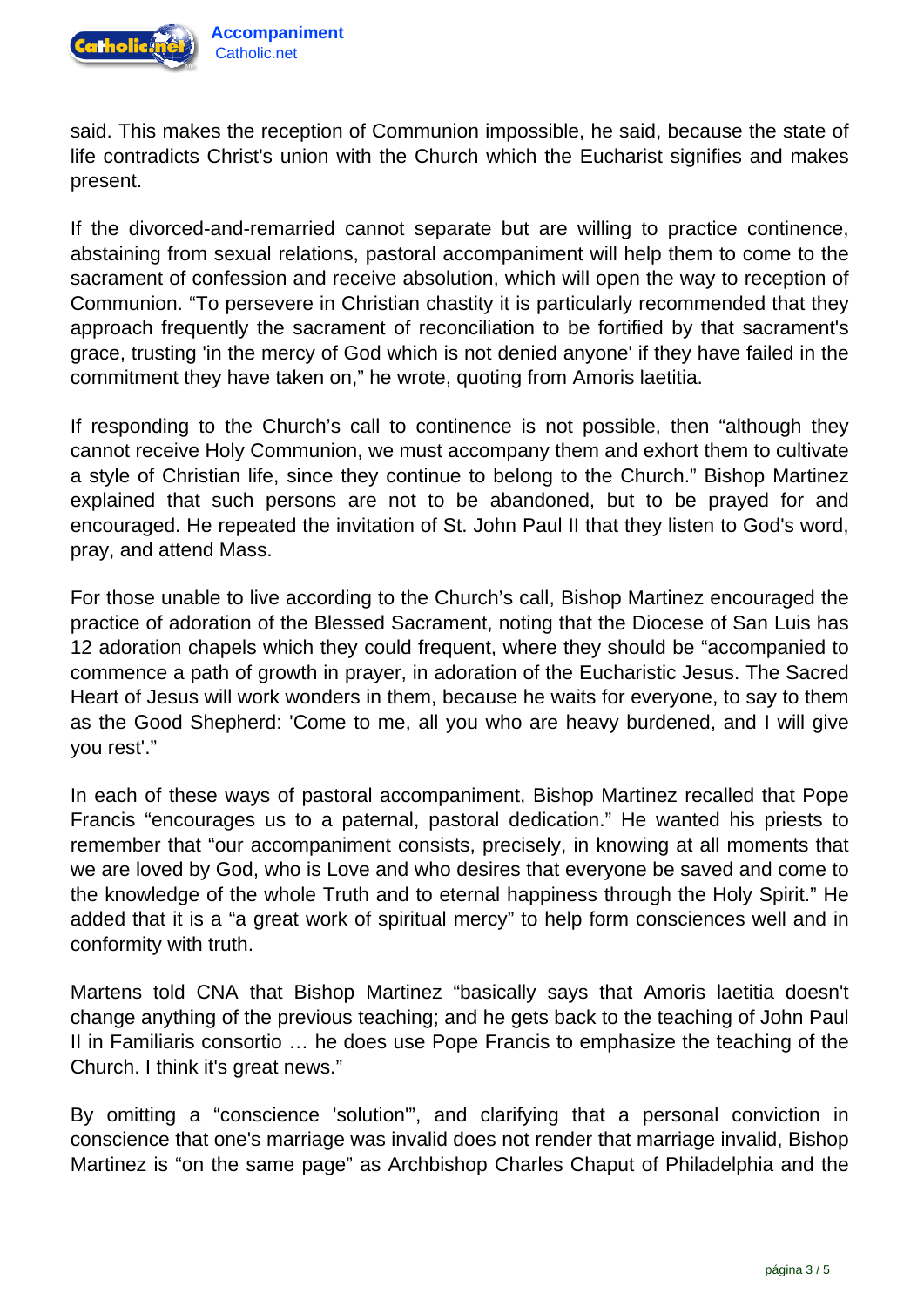said. This makes the reception of Communion impossible, he said, because the state of life contradicts Christ's union with the Church which the Eucharist signifies and makes present.

If the divorced-and-remarried cannot separate but are willing to practice continence, abstaining from sexual relations, pastoral accompaniment will help them to come to the sacrament of confession and receive absolution, which will open the way to reception of Communion. “To persevere in Christian chastity it is particularly recommended that they approach frequently the sacrament of reconciliation to be fortified by that sacrament's grace, trusting 'in the mercy of God which is not denied anyone' if they have failed in the commitment they have taken on,” he wrote, quoting from Amoris laetitia.

If responding to the Church’s call to continence is not possible, then “although they cannot receive Holy Communion, we must accompany them and exhort them to cultivate a style of Christian life, since they continue to belong to the Church.” Bishop Martinez explained that such persons are not to be abandoned, but to be prayed for and encouraged. He repeated the invitation of St. John Paul II that they listen to God's word, pray, and attend Mass.

For those unable to live according to the Church’s call, Bishop Martinez encouraged the practice of adoration of the Blessed Sacrament, noting that the Diocese of San Luis has 12 adoration chapels which they could frequent, where they should be “accompanied to commence a path of growth in prayer, in adoration of the Eucharistic Jesus. The Sacred Heart of Jesus will work wonders in them, because he waits for everyone, to say to them as the Good Shepherd: 'Come to me, all you who are heavy burdened, and I will give you rest'.”

In each of these ways of pastoral accompaniment, Bishop Martinez recalled that Pope Francis “encourages us to a paternal, pastoral dedication.” He wanted his priests to remember that “our accompaniment consists, precisely, in knowing at all moments that we are loved by God, who is Love and who desires that everyone be saved and come to the knowledge of the whole Truth and to eternal happiness through the Holy Spirit.” He added that it is a “a great work of spiritual mercy” to help form consciences well and in conformity with truth.

Martens told CNA that Bishop Martinez “basically says that Amoris laetitia doesn't change anything of the previous teaching; and he gets back to the teaching of John Paul II in Familiaris consortio … he does use Pope Francis to emphasize the teaching of the Church. I think it's great news.”

By omitting a “conscience 'solution'”, and clarifying that a personal conviction in conscience that one's marriage was invalid does not render that marriage invalid, Bishop Martinez is “on the same page” as Archbishop Charles Chaput of Philadelphia and the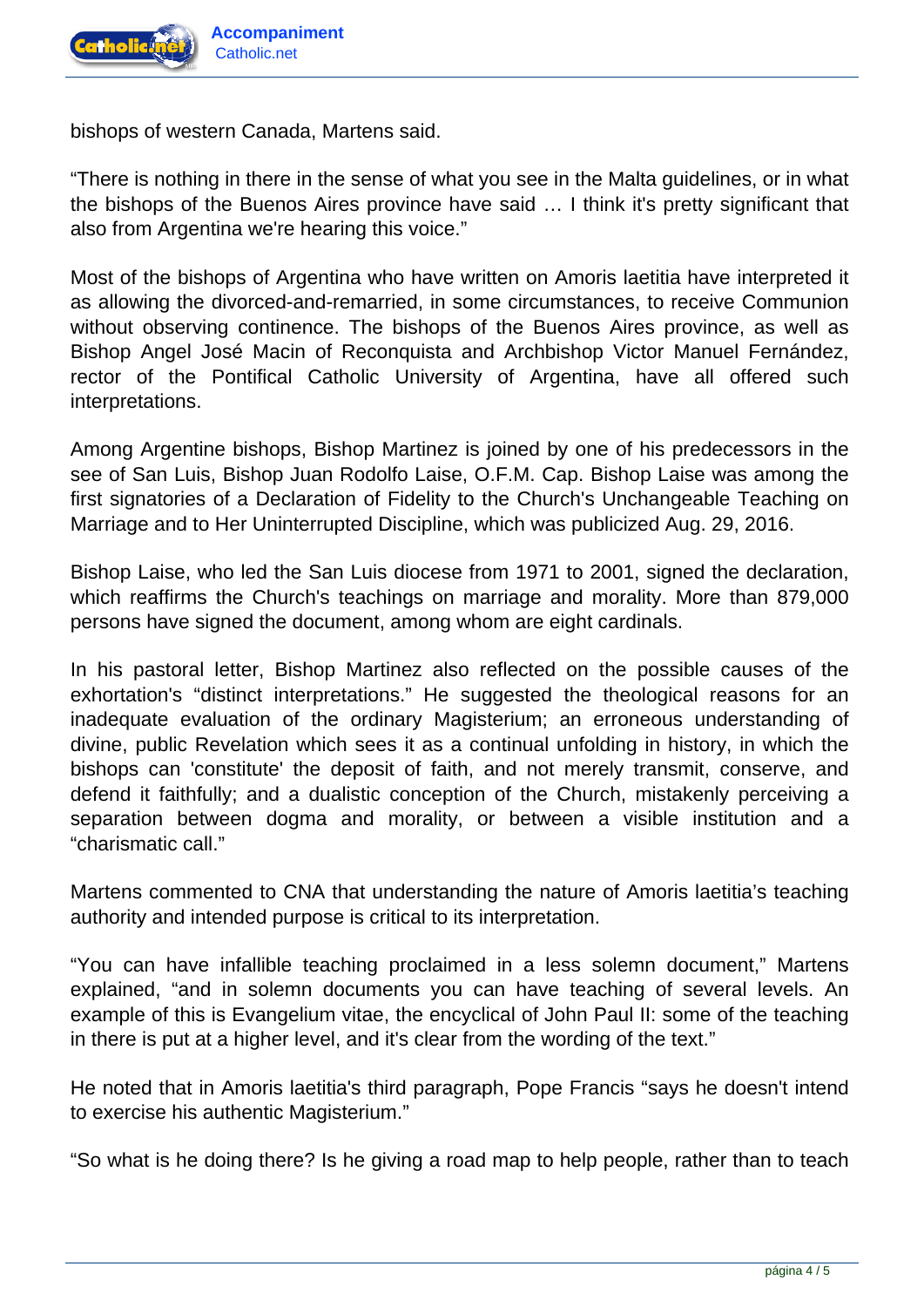bishops of western Canada, Martens said.

“There is nothing in there in the sense of what you see in the Malta guidelines, or in what the bishops of the Buenos Aires province have said … I think it's pretty significant that also from Argentina we're hearing this voice.”

Most of the bishops of Argentina who have written on Amoris laetitia have interpreted it as allowing the divorced-and-remarried, in some circumstances, to receive Communion without observing continence. The bishops of the Buenos Aires province, as well as Bishop Angel José Macin of Reconquista and Archbishop Victor Manuel Fernández, rector of the Pontifical Catholic University of Argentina, have all offered such interpretations.

Among Argentine bishops, Bishop Martinez is joined by one of his predecessors in the see of San Luis, Bishop Juan Rodolfo Laise, O.F.M. Cap. Bishop Laise was among the first signatories of a Declaration of Fidelity to the Church's Unchangeable Teaching on Marriage and to Her Uninterrupted Discipline, which was publicized Aug. 29, 2016.

Bishop Laise, who led the San Luis diocese from 1971 to 2001, signed the declaration, which reaffirms the Church's teachings on marriage and morality. More than 879,000 persons have signed the document, among whom are eight cardinals.

In his pastoral letter, Bishop Martinez also reflected on the possible causes of the exhortation's “distinct interpretations.” He suggested the theological reasons for an inadequate evaluation of the ordinary Magisterium; an erroneous understanding of divine, public Revelation which sees it as a continual unfolding in history, in which the bishops can 'constitute' the deposit of faith, and not merely transmit, conserve, and defend it faithfully; and a dualistic conception of the Church, mistakenly perceiving a separation between dogma and morality, or between a visible institution and a “charismatic call.”

Martens commented to CNA that understanding the nature of Amoris laetitia’s teaching authority and intended purpose is critical to its interpretation.

“You can have infallible teaching proclaimed in a less solemn document,” Martens explained, “and in solemn documents you can have teaching of several levels. An example of this is Evangelium vitae, the encyclical of John Paul II: some of the teaching in there is put at a higher level, and it's clear from the wording of the text.”

He noted that in Amoris laetitia's third paragraph, Pope Francis “says he doesn't intend to exercise his authentic Magisterium.”

“So what is he doing there? Is he giving a road map to help people, rather than to teach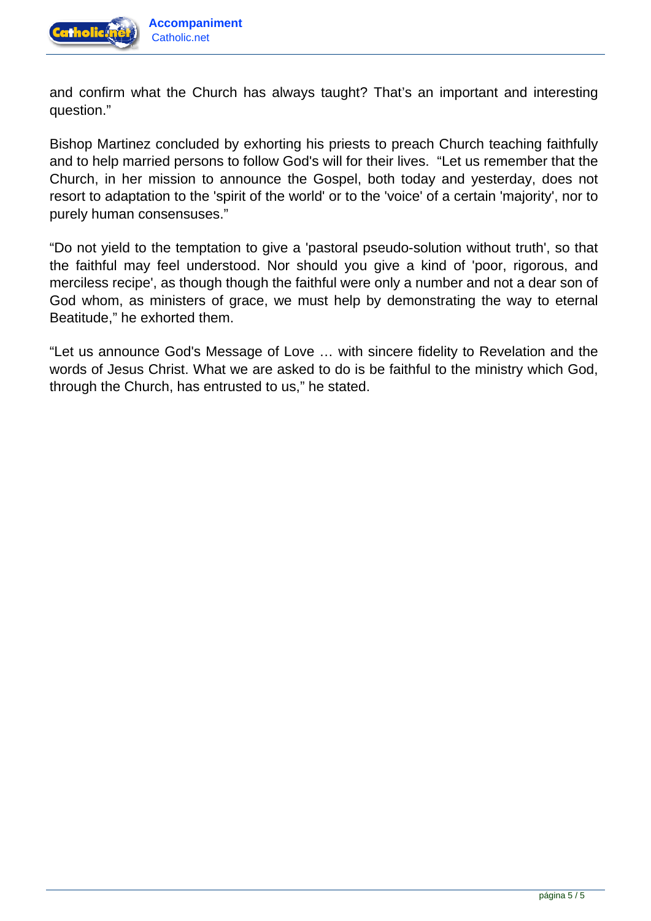and confirm what the Church has always taught? That's an important and interesting question."

Bishop Martinez concluded by exhorting his priests to preach Church teaching faithfully and to help married persons to follow God's will for their lives.  "Let us remember that the Church, in her mission to announce the Gospel, both today and yesterday, does not resort to adaptation to the 'spirit of the world' or to the 'voice' of a certain 'majority', nor to purely human consensuses."

"Do not yield to the temptation to give a 'pastoral pseudo-solution without truth', so that the faithful may feel understood. Nor should you give a kind of 'poor, rigorous, and merciless recipe', as though though the faithful were only a number and not a dear son of God whom, as ministers of grace, we must help by demonstrating the way to eternal Beatitude," he exhorted them.

"Let us announce God's Message of Love … with sincere fidelity to Revelation and the words of Jesus Christ. What we are asked to do is be faithful to the ministry which God, through the Church, has entrusted to us," he stated.